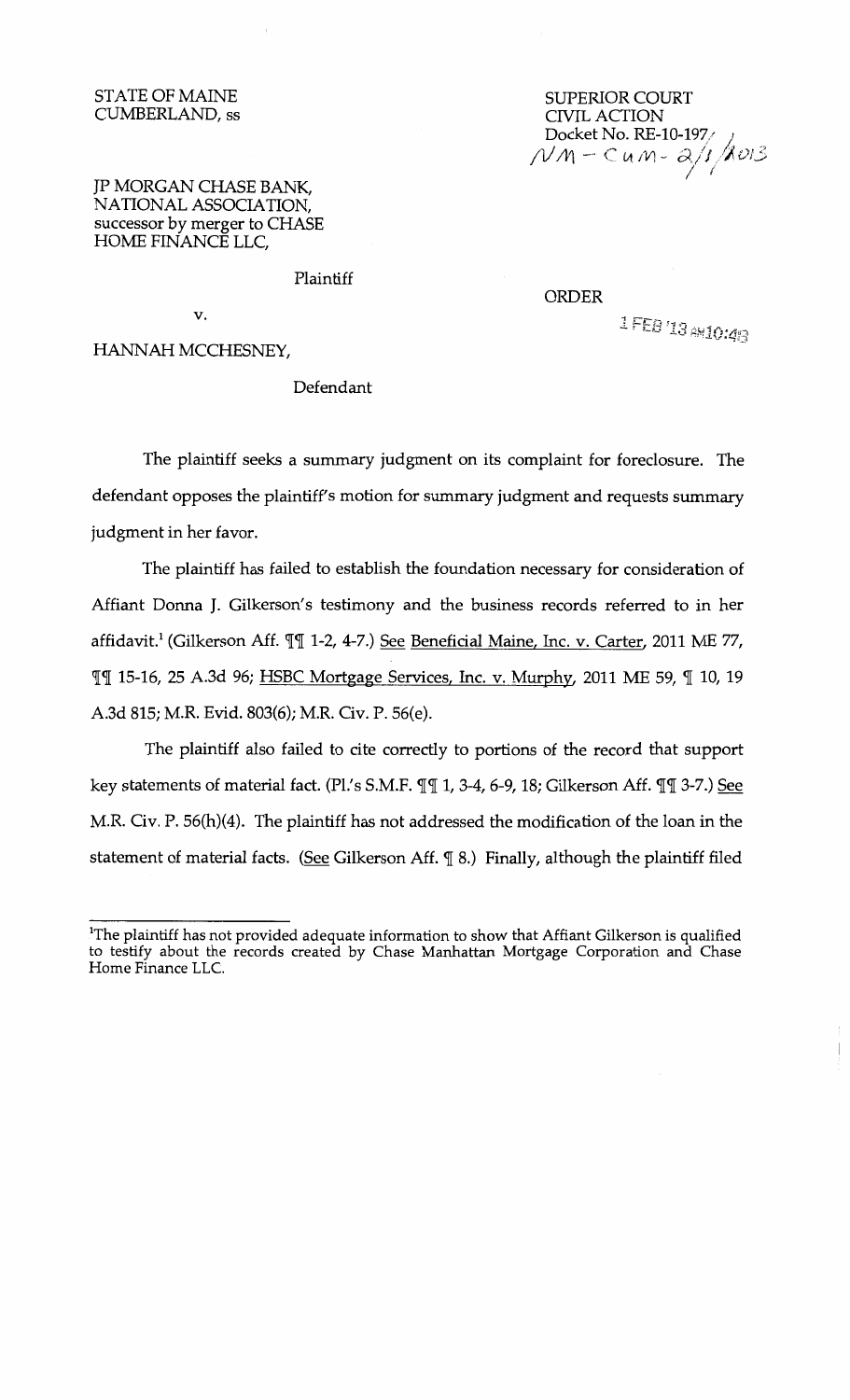STATE OF MAINE
CUMBERLAND, ss

SUPERIOR COURT
CIVIL ACTION
Docket No. RE-10-197
NM - CUM - 2/1/2013

JP MORGAN CHASE BANK, NATIONAL ASSOCIATION, successor by merger to CHASE HOME FINANCE LLC,

Plaintiff

v.

HANNAH MCCHESNEY,

Defendant

ORDER

1 FEB '13 AM10:43

The plaintiff seeks a summary judgment on its complaint for foreclosure. The defendant opposes the plaintiff's motion for summary judgment and requests summary judgment in her favor.

The plaintiff has failed to establish the foundation necessary for consideration of Affiant Donna J. Gilkerson's testimony and the business records referred to in her affidavit.[1] (Gilkerson Aff. ¶¶ 1-2, 4-7.) See Beneficial Maine, Inc. v. Carter, 2011 ME 77, ¶¶ 15-16, 25 A.3d 96; HSBC Mortgage Services, Inc. v. Murphy, 2011 ME 59, ¶ 10, 19 A.3d 815; M.R. Evid. 803(6); M.R. Civ. P. 56(e).

The plaintiff also failed to cite correctly to portions of the record that support key statements of material fact. (Pl.'s S.M.F. ¶¶ 1, 3-4, 6-9, 18; Gilkerson Aff. ¶¶ 3-7.) See M.R. Civ. P. 56(h)(4). The plaintiff has not addressed the modification of the loan in the statement of material facts. (See Gilkerson Aff. ¶ 8.) Finally, although the plaintiff filed

[1] The plaintiff has not provided adequate information to show that Affiant Gilkerson is qualified to testify about the records created by Chase Manhattan Mortgage Corporation and Chase Home Finance LLC.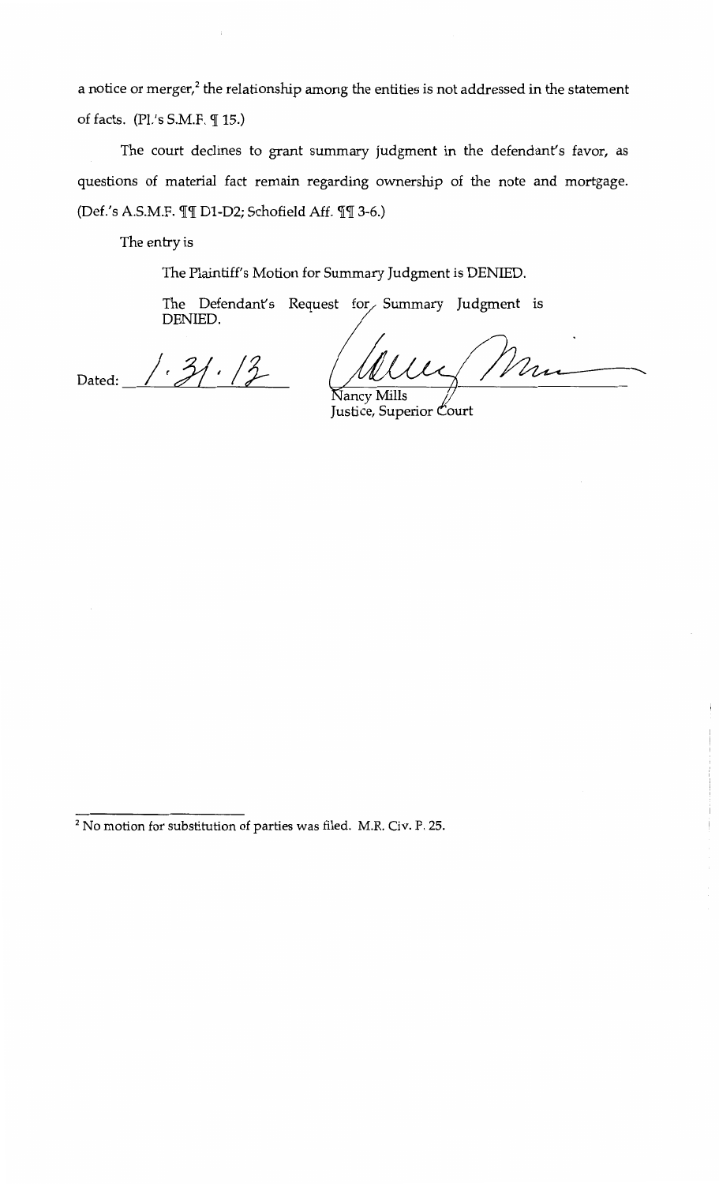a notice or merger,[2] the relationship among the entities is not addressed in the statement of facts. (Pl.'s S.M.F. ¶ 15.)

The court declines to grant summary judgment in the defendant's favor, as questions of material fact remain regarding ownership of the note and mortgage. (Def.'s A.S.M.F. ¶¶ D1-D2; Schofield Aff. ¶¶ 3-6.)

The entry is

The Plaintiff's Motion for Summary Judgment is DENIED.

The Defendant's Request for Summary Judgment is DENIED.

Dated: 1.31.13

Nancy Mills
Justice, Superior Court

---

[2] No motion for substitution of parties was filed. M.R. Civ. P. 25.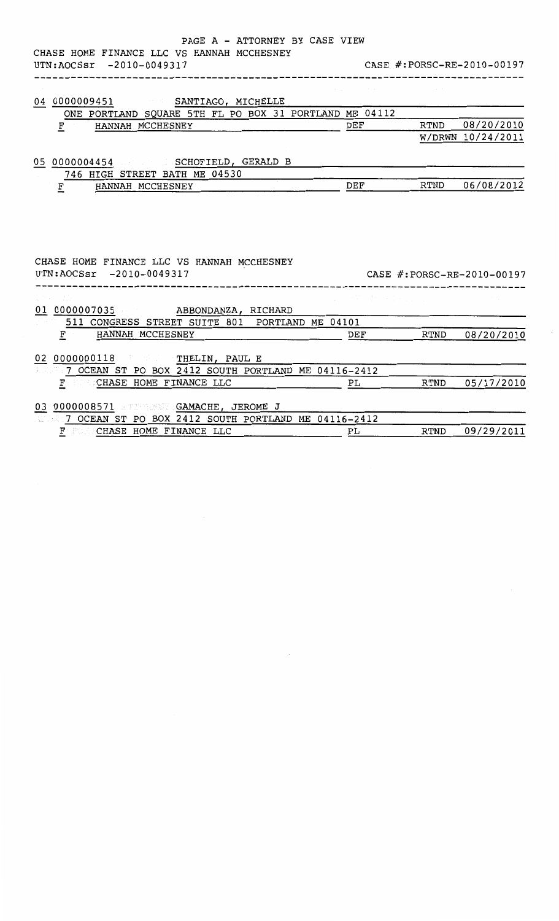PAGE A - ATTORNEY BY CASE VIEW

CHASE HOME FINANCE LLC VS HANNAH MCCHESNEY
UTN:AOCSsr -2010-0049317 CASE #:PORSC-RE-2010-00197

04 0000009451 SANTIAGO, MICHELLE
ONE PORTLAND SQUARE 5TH FL PO BOX 31 PORTLAND ME 04112
F HANNAH MCCHESNEY DEF RTND 08/20/2010
W/DRWN 10/24/2011

05 0000004454 SCHOFIELD, GERALD B
746 HIGH STREET BATH ME 04530
F HANNAH MCCHESNEY DEF RTND 06/08/2012

CHASE HOME FINANCE LLC VS HANNAH MCCHESNEY
UTN:AOCSsr -2010-0049317 CASE #:PORSC-RE-2010-00197

01 0000007035 ABBONDANZA, RICHARD
511 CONGRESS STREET SUITE 801 PORTLAND ME 04101
F HANNAH MCCHESNEY DEF RTND 08/20/2010

02 0000000118 THELIN, PAUL E
7 OCEAN ST PO BOX 2412 SOUTH PORTLAND ME 04116-2412
F CHASE HOME FINANCE LLC PL RTND 05/17/2010

03 0000008571 GAMACHE, JEROME J
7 OCEAN ST PO BOX 2412 SOUTH PORTLAND ME 04116-2412
F CHASE HOME FINANCE LLC PL RTND 09/29/2011